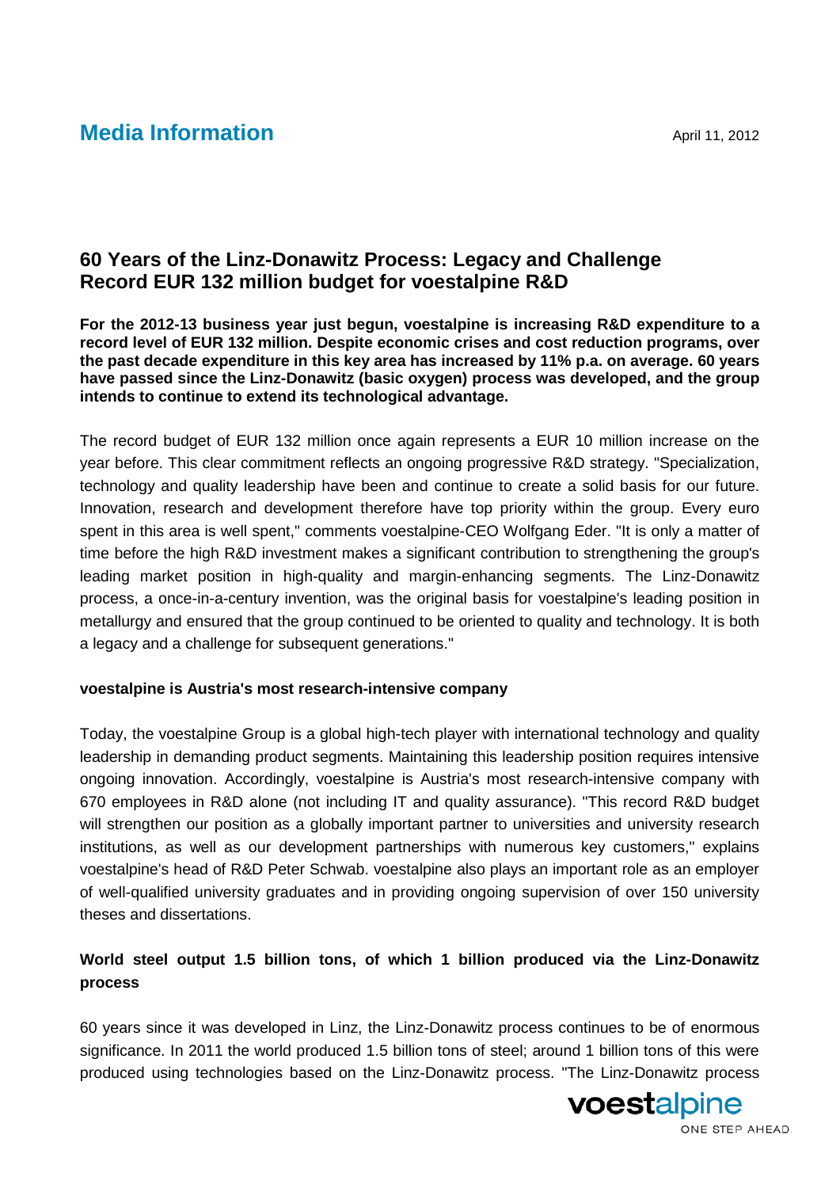# Media Information

April 11, 2012

## 60 Years of the Linz-Donawitz Process: Legacy and Challenge
## Record EUR 132 million budget for voestalpine R&D

**For the 2012-13 business year just begun, voestalpine is increasing R&D expenditure to a record level of EUR 132 million. Despite economic crises and cost reduction programs, over the past decade expenditure in this key area has increased by 11% p.a. on average. 60 years have passed since the Linz-Donawitz (basic oxygen) process was developed, and the group intends to continue to extend its technological advantage.**

The record budget of EUR 132 million once again represents a EUR 10 million increase on the year before. This clear commitment reflects an ongoing progressive R&D strategy. "Specialization, technology and quality leadership have been and continue to create a solid basis for our future. Innovation, research and development therefore have top priority within the group. Every euro spent in this area is well spent," comments voestalpine-CEO Wolfgang Eder. "It is only a matter of time before the high R&D investment makes a significant contribution to strengthening the group's leading market position in high-quality and margin-enhancing segments. The Linz-Donawitz process, a once-in-a-century invention, was the original basis for voestalpine's leading position in metallurgy and ensured that the group continued to be oriented to quality and technology. It is both a legacy and a challenge for subsequent generations."

**voestalpine is Austria's most research-intensive company**

Today, the voestalpine Group is a global high-tech player with international technology and quality leadership in demanding product segments. Maintaining this leadership position requires intensive ongoing innovation. Accordingly, voestalpine is Austria's most research-intensive company with 670 employees in R&D alone (not including IT and quality assurance). "This record R&D budget will strengthen our position as a globally important partner to universities and university research institutions, as well as our development partnerships with numerous key customers," explains voestalpine's head of R&D Peter Schwab. voestalpine also plays an important role as an employer of well-qualified university graduates and in providing ongoing supervision of over 150 university theses and dissertations.

**World steel output 1.5 billion tons, of which 1 billion produced via the Linz-Donawitz process**

60 years since it was developed in Linz, the Linz-Donawitz process continues to be of enormous significance. In 2011 the world produced 1.5 billion tons of steel; around 1 billion tons of this were produced using technologies based on the Linz-Donawitz process. "The Linz-Donawitz process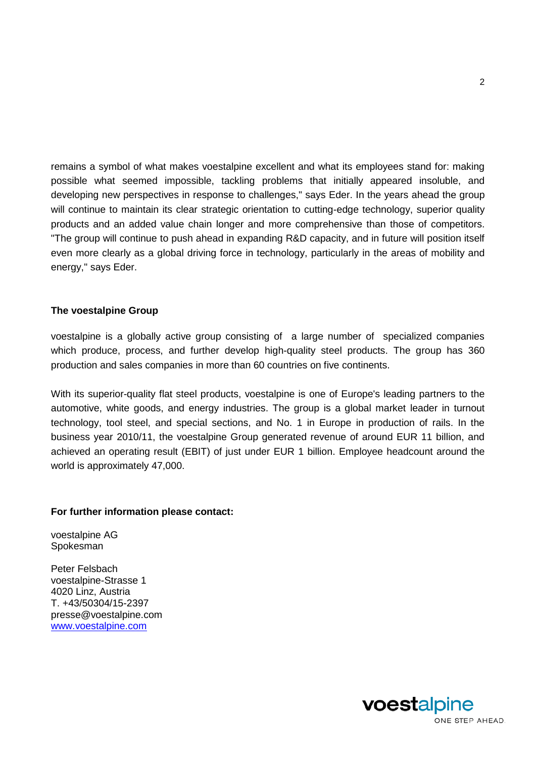remains a symbol of what makes voestalpine excellent and what its employees stand for: making possible what seemed impossible, tackling problems that initially appeared insoluble, and developing new perspectives in response to challenges," says Eder. In the years ahead the group will continue to maintain its clear strategic orientation to cutting-edge technology, superior quality products and an added value chain longer and more comprehensive than those of competitors. "The group will continue to push ahead in expanding R&D capacity, and in future will position itself even more clearly as a global driving force in technology, particularly in the areas of mobility and energy," says Eder.

**The voestalpine Group**

voestalpine is a globally active group consisting of a large number of specialized companies which produce, process, and further develop high-quality steel products. The group has 360 production and sales companies in more than 60 countries on five continents.

With its superior-quality flat steel products, voestalpine is one of Europe's leading partners to the automotive, white goods, and energy industries. The group is a global market leader in turnout technology, tool steel, and special sections, and No. 1 in Europe in production of rails. In the business year 2010/11, the voestalpine Group generated revenue of around EUR 11 billion, and achieved an operating result (EBIT) of just under EUR 1 billion. Employee headcount around the world is approximately 47,000.

**For further information please contact:**

voestalpine AG
Spokesman

Peter Felsbach
voestalpine-Strasse 1
4020 Linz, Austria
T. +43/50304/15-2397
presse@voestalpine.com
[www.voestalpine.com](http://www.voestalpine.com)

voestalpine
ONE STEP AHEAD.